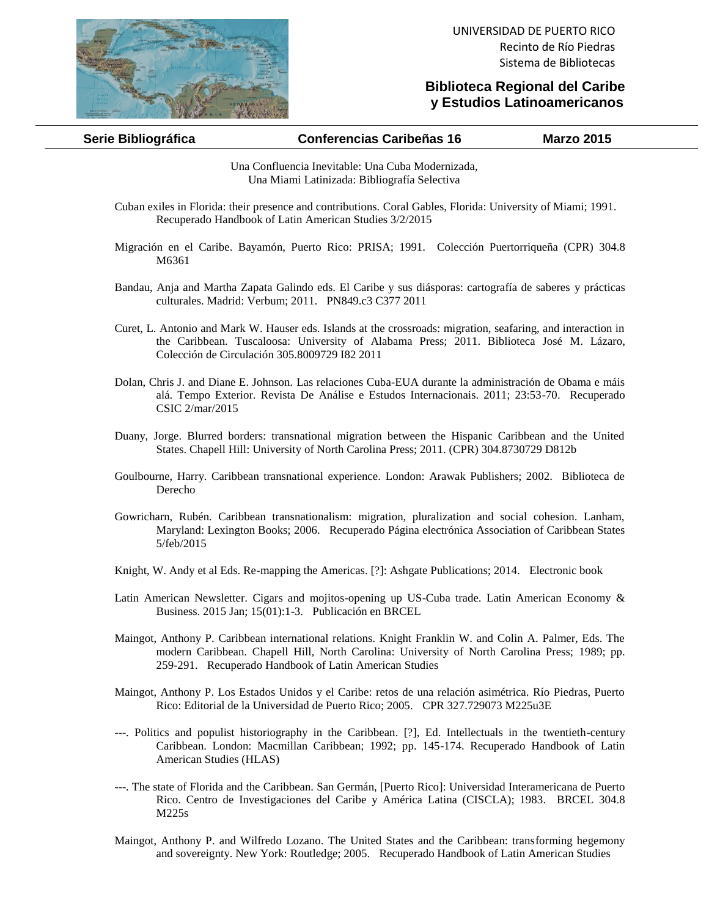UNIVERSIDAD DE PUERTO RICO
Recinto de Río Piedras
Sistema de Bibliotecas

**Biblioteca Regional del Caribe y Estudios Latinoamericanos**

**Serie Bibliográfica** | **Conferencias Caribeñas 16** | **Marzo 2015**

Una Confluencia Inevitable: Una Cuba Modernizada,
Una Miami Latinizada: Bibliografía Selectiva

Cuban exiles in Florida: their presence and contributions. Coral Gables, Florida: University of Miami; 1991. Recuperado Handbook of Latin American Studies 3/2/2015

Migración en el Caribe. Bayamón, Puerto Rico: PRISA; 1991. Colección Puertorriqueña (CPR) 304.8 M6361

Bandau, Anja and Martha Zapata Galindo eds. El Caribe y sus diásporas: cartografía de saberes y prácticas culturales. Madrid: Verbum; 2011. PN849.c3 C377 2011

Curet, L. Antonio and Mark W. Hauser eds. Islands at the crossroads: migration, seafaring, and interaction in the Caribbean. Tuscaloosa: University of Alabama Press; 2011. Biblioteca José M. Lázaro, Colección de Circulación 305.8009729 I82 2011

Dolan, Chris J. and Diane E. Johnson. Las relaciones Cuba-EUA durante la administración de Obama e máis alá. Tempo Exterior. Revista De Análise e Estudos Internacionais. 2011; 23:53-70. Recuperado CSIC 2/mar/2015

Duany, Jorge. Blurred borders: transnational migration between the Hispanic Caribbean and the United States. Chapell Hill: University of North Carolina Press; 2011. (CPR) 304.8730729 D812b

Goulbourne, Harry. Caribbean transnational experience. London: Arawak Publishers; 2002. Biblioteca de Derecho

Gowricharn, Rubén. Caribbean transnationalism: migration, pluralization and social cohesion. Lanham, Maryland: Lexington Books; 2006. Recuperado Página electrónica Association of Caribbean States 5/feb/2015

Knight, W. Andy et al Eds. Re-mapping the Americas. [?]: Ashgate Publications; 2014. Electronic book

Latin American Newsletter. Cigars and mojitos-opening up US-Cuba trade. Latin American Economy & Business. 2015 Jan; 15(01):1-3. Publicación en BRCEL

Maingot, Anthony P. Caribbean international relations. Knight Franklin W. and Colin A. Palmer, Eds. The modern Caribbean. Chapell Hill, North Carolina: University of North Carolina Press; 1989; pp. 259-291. Recuperado Handbook of Latin American Studies

Maingot, Anthony P. Los Estados Unidos y el Caribe: retos de una relación asimétrica. Río Piedras, Puerto Rico: Editorial de la Universidad de Puerto Rico; 2005. CPR 327.729073 M225u3E

---. Politics and populist historiography in the Caribbean. [?], Ed. Intellectuals in the twentieth-century Caribbean. London: Macmillan Caribbean; 1992; pp. 145-174. Recuperado Handbook of Latin American Studies (HLAS)

---. The state of Florida and the Caribbean. San Germán, [Puerto Rico]: Universidad Interamericana de Puerto Rico. Centro de Investigaciones del Caribe y América Latina (CISCLA); 1983. BRCEL 304.8 M225s

Maingot, Anthony P. and Wilfredo Lozano. The United States and the Caribbean: transforming hegemony and sovereignty. New York: Routledge; 2005. Recuperado Handbook of Latin American Studies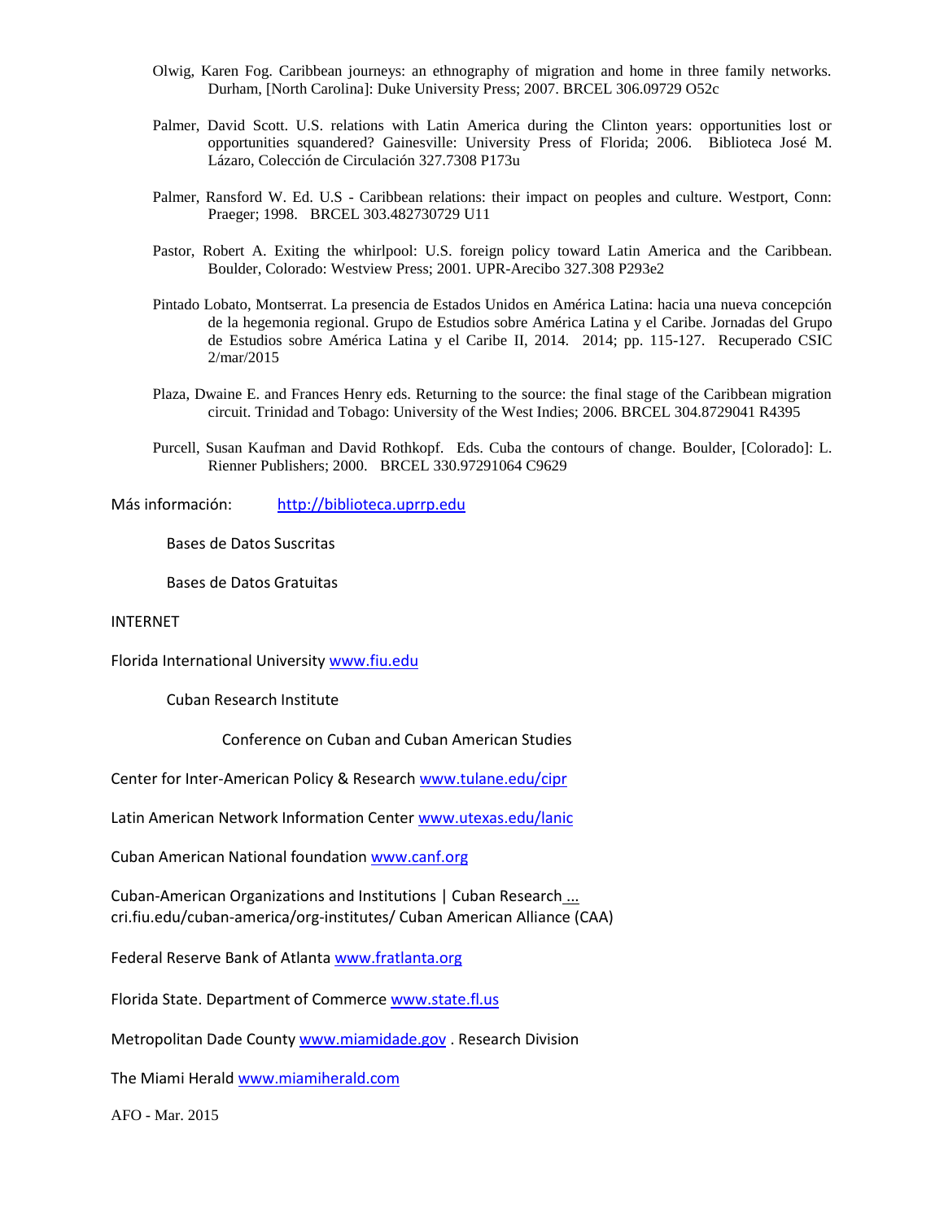Olwig, Karen Fog. Caribbean journeys: an ethnography of migration and home in three family networks. Durham, [North Carolina]: Duke University Press; 2007. BRCEL 306.09729 O52c

Palmer, David Scott. U.S. relations with Latin America during the Clinton years: opportunities lost or opportunities squandered? Gainesville: University Press of Florida; 2006. Biblioteca José M. Lázaro, Colección de Circulación 327.7308 P173u

Palmer, Ransford W. Ed. U.S - Caribbean relations: their impact on peoples and culture. Westport, Conn: Praeger; 1998. BRCEL 303.482730729 U11

Pastor, Robert A. Exiting the whirlpool: U.S. foreign policy toward Latin America and the Caribbean. Boulder, Colorado: Westview Press; 2001. UPR-Arecibo 327.308 P293e2

Pintado Lobato, Montserrat. La presencia de Estados Unidos en América Latina: hacia una nueva concepción de la hegemonia regional. Grupo de Estudios sobre América Latina y el Caribe. Jornadas del Grupo de Estudios sobre América Latina y el Caribe II, 2014. 2014; pp. 115-127. Recuperado CSIC 2/mar/2015

Plaza, Dwaine E. and Frances Henry eds. Returning to the source: the final stage of the Caribbean migration circuit. Trinidad and Tobago: University of the West Indies; 2006. BRCEL 304.8729041 R4395

Purcell, Susan Kaufman and David Rothkopf. Eds. Cuba the contours of change. Boulder, [Colorado]: L. Rienner Publishers; 2000. BRCEL 330.97291064 C9629

Más información: http://biblioteca.uprrp.edu

Bases de Datos Suscritas

Bases de Datos Gratuitas

INTERNET

Florida International University www.fiu.edu

Cuban Research Institute

Conference on Cuban and Cuban American Studies

Center for Inter-American Policy & Research www.tulane.edu/cipr

Latin American Network Information Center www.utexas.edu/lanic

Cuban American National foundation www.canf.org

Cuban-American Organizations and Institutions | Cuban Research ...
cri.fiu.edu/cuban-america/org-institutes/ Cuban American Alliance (CAA)

Federal Reserve Bank of Atlanta www.fratlanta.org

Florida State. Department of Commerce www.state.fl.us

Metropolitan Dade County www.miamidade.gov . Research Division

The Miami Herald www.miamiherald.com

AFO - Mar. 2015